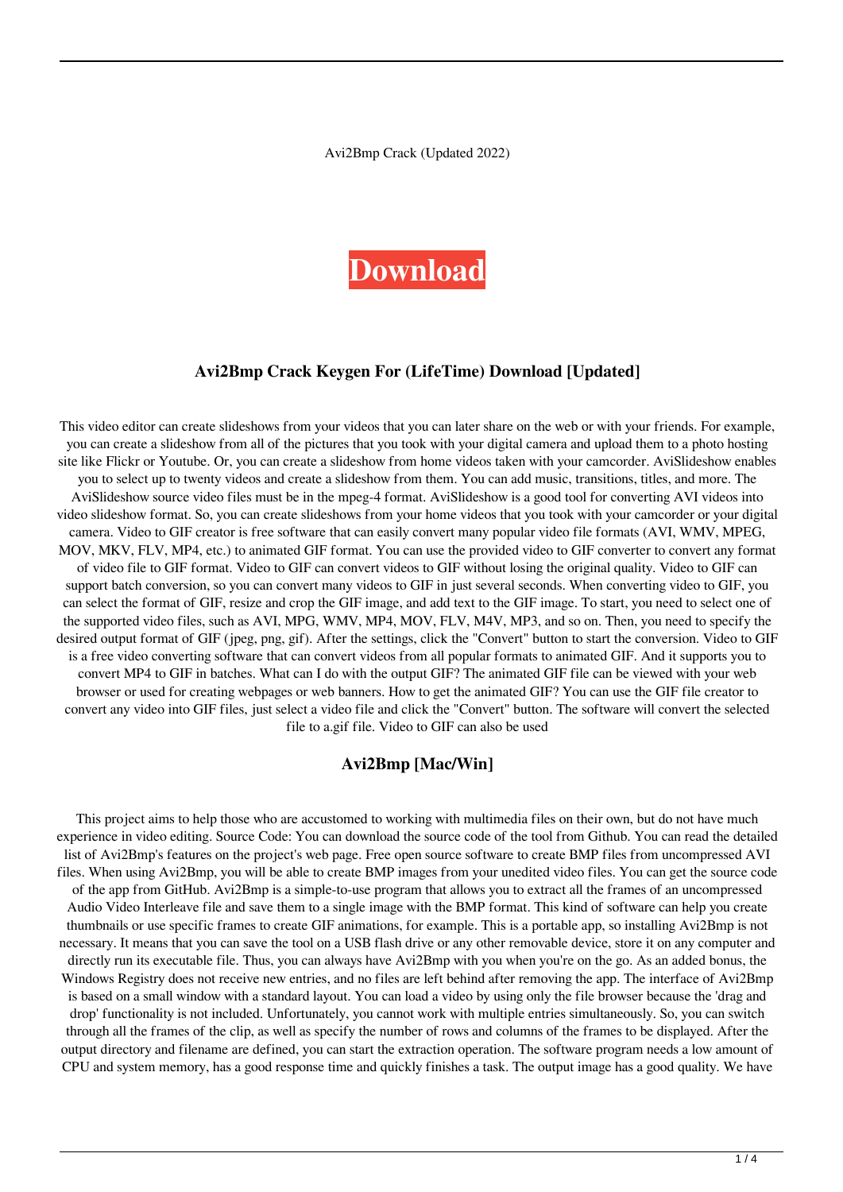Avi2Bmp Crack (Updated 2022)

**Download**

## Avi2Bmp Crack Keygen For (LifeTime) Download [Updated]

This video editor can create slideshows from your videos that you can later share on the web or with your friends. For example, you can create a slideshow from all of the pictures that you took with your digital camera and upload them to a photo hosting site like Flickr or Youtube. Or, you can create a slideshow from home videos taken with your camcorder. AviSlideshow enables you to select up to twenty videos and create a slideshow from them. You can add music, transitions, titles, and more. The AviSlideshow source video files must be in the mpeg-4 format. AviSlideshow is a good tool for converting AVI videos into video slideshow format. So, you can create slideshows from your home videos that you took with your camcorder or your digital camera. Video to GIF creator is free software that can easily convert many popular video file formats (AVI, WMV, MPEG, MOV, MKV, FLV, MP4, etc.) to animated GIF format. You can use the provided video to GIF converter to convert any format of video file to GIF format. Video to GIF can convert videos to GIF without losing the original quality. Video to GIF can support batch conversion, so you can convert many videos to GIF in just several seconds. When converting video to GIF, you can select the format of GIF, resize and crop the GIF image, and add text to the GIF image. To start, you need to select one of the supported video files, such as AVI, MPG, WMV, MP4, MOV, FLV, M4V, MP3, and so on. Then, you need to specify the desired output format of GIF (jpeg, png, gif). After the settings, click the "Convert" button to start the conversion. Video to GIF is a free video converting software that can convert videos from all popular formats to animated GIF. And it supports you to convert MP4 to GIF in batches. What can I do with the output GIF? The animated GIF file can be viewed with your web browser or used for creating webpages or web banners. How to get the animated GIF? You can use the GIF file creator to convert any video into GIF files, just select a video file and click the "Convert" button. The software will convert the selected file to a.gif file. Video to GIF can also be used

## Avi2Bmp [Mac/Win]

This project aims to help those who are accustomed to working with multimedia files on their own, but do not have much experience in video editing. Source Code: You can download the source code of the tool from Github. You can read the detailed list of Avi2Bmp's features on the project's web page. Free open source software to create BMP files from uncompressed AVI files. When using Avi2Bmp, you will be able to create BMP images from your unedited video files. You can get the source code of the app from GitHub. Avi2Bmp is a simple-to-use program that allows you to extract all the frames of an uncompressed Audio Video Interleave file and save them to a single image with the BMP format. This kind of software can help you create thumbnails or use specific frames to create GIF animations, for example. This is a portable app, so installing Avi2Bmp is not necessary. It means that you can save the tool on a USB flash drive or any other removable device, store it on any computer and directly run its executable file. Thus, you can always have Avi2Bmp with you when you're on the go. As an added bonus, the Windows Registry does not receive new entries, and no files are left behind after removing the app. The interface of Avi2Bmp is based on a small window with a standard layout. You can load a video by using only the file browser because the 'drag and drop' functionality is not included. Unfortunately, you cannot work with multiple entries simultaneously. So, you can switch through all the frames of the clip, as well as specify the number of rows and columns of the frames to be displayed. After the output directory and filename are defined, you can start the extraction operation. The software program needs a low amount of CPU and system memory, has a good response time and quickly finishes a task. The output image has a good quality. We have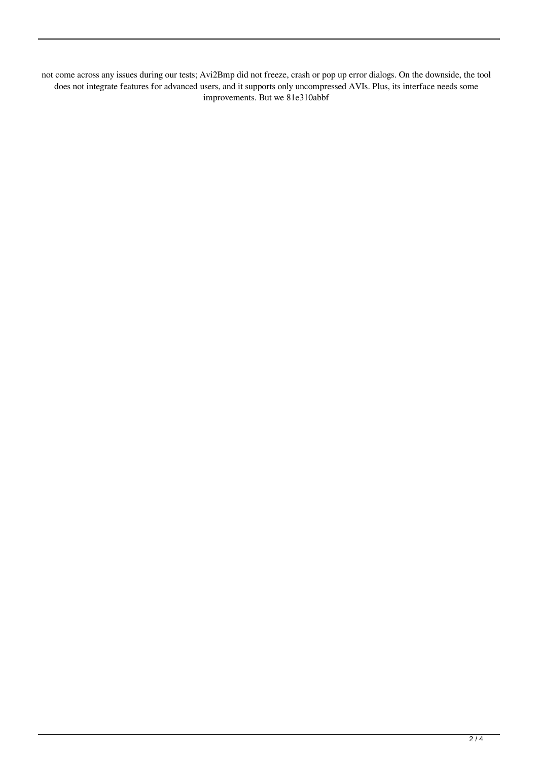not come across any issues during our tests; Avi2Bmp did not freeze, crash or pop up error dialogs. On the downside, the tool does not integrate features for advanced users, and it supports only uncompressed AVIs. Plus, its interface needs some improvements. But we 81e310abbf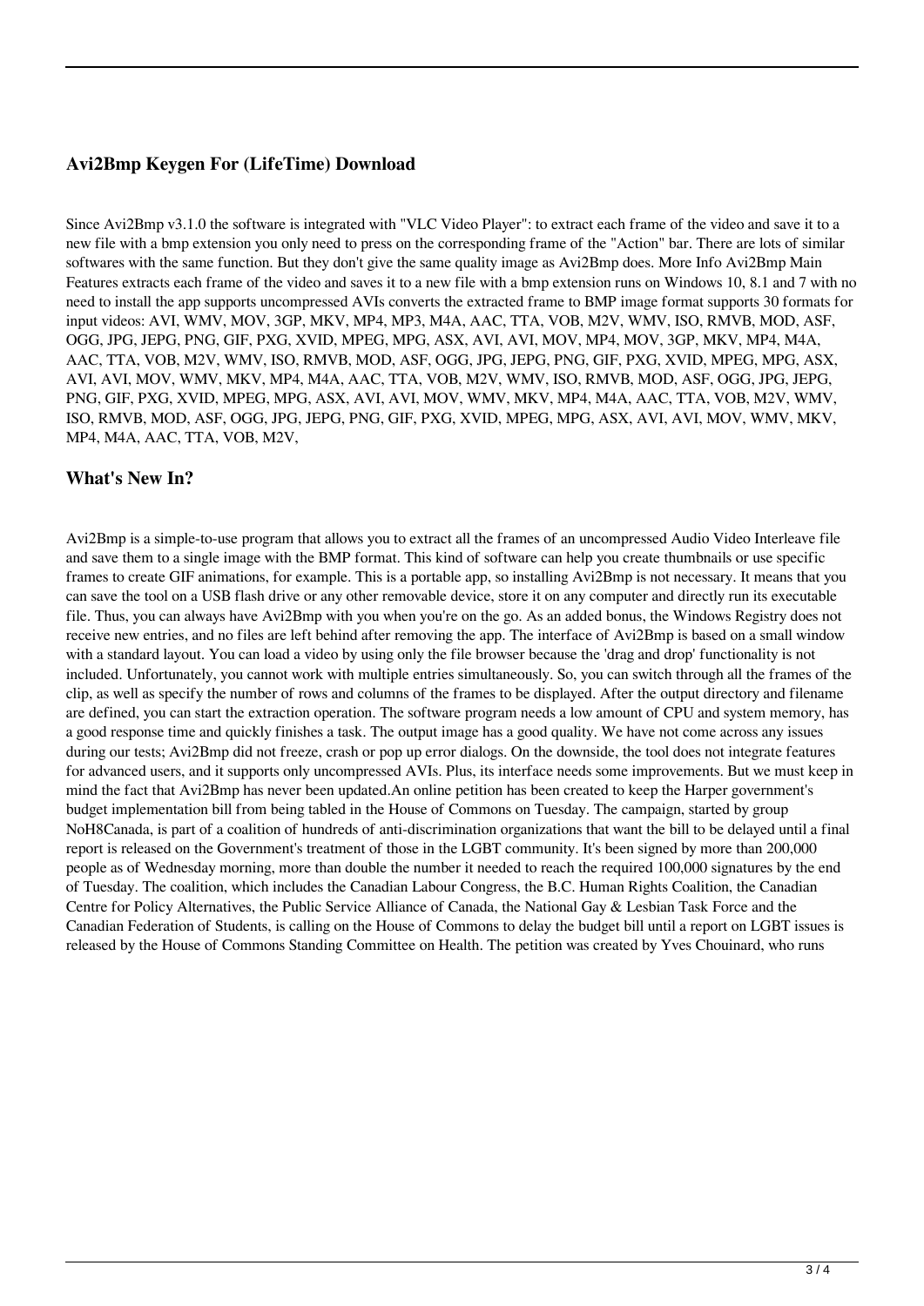### Avi2Bmp Keygen For (LifeTime) Download

Since Avi2Bmp v3.1.0 the software is integrated with "VLC Video Player": to extract each frame of the video and save it to a new file with a bmp extension you only need to press on the corresponding frame of the "Action" bar. There are lots of similar softwares with the same function. But they don't give the same quality image as Avi2Bmp does. More Info Avi2Bmp Main Features extracts each frame of the video and saves it to a new file with a bmp extension runs on Windows 10, 8.1 and 7 with no need to install the app supports uncompressed AVIs converts the extracted frame to BMP image format supports 30 formats for input videos: AVI, WMV, MOV, 3GP, MKV, MP4, MP3, M4A, AAC, TTA, VOB, M2V, WMV, ISO, RMVB, MOD, ASF, OGG, JPG, JEPG, PNG, GIF, PXG, XVID, MPEG, MPG, ASX, AVI, AVI, MOV, MP4, MOV, 3GP, MKV, MP4, M4A, AAC, TTA, VOB, M2V, WMV, ISO, RMVB, MOD, ASF, OGG, JPG, JEPG, PNG, GIF, PXG, XVID, MPEG, MPG, ASX, AVI, AVI, MOV, WMV, MKV, MP4, M4A, AAC, TTA, VOB, M2V, WMV, ISO, RMVB, MOD, ASF, OGG, JPG, JEPG, PNG, GIF, PXG, XVID, MPEG, MPG, ASX, AVI, AVI, MOV, WMV, MKV, MP4, M4A, AAC, TTA, VOB, M2V, WMV, ISO, RMVB, MOD, ASF, OGG, JPG, JEPG, PNG, GIF, PXG, XVID, MPEG, MPG, ASX, AVI, AVI, MOV, WMV, MKV, MP4, M4A, AAC, TTA, VOB, M2V,

### What's New In?

Avi2Bmp is a simple-to-use program that allows you to extract all the frames of an uncompressed Audio Video Interleave file and save them to a single image with the BMP format. This kind of software can help you create thumbnails or use specific frames to create GIF animations, for example. This is a portable app, so installing Avi2Bmp is not necessary. It means that you can save the tool on a USB flash drive or any other removable device, store it on any computer and directly run its executable file. Thus, you can always have Avi2Bmp with you when you're on the go. As an added bonus, the Windows Registry does not receive new entries, and no files are left behind after removing the app. The interface of Avi2Bmp is based on a small window with a standard layout. You can load a video by using only the file browser because the 'drag and drop' functionality is not included. Unfortunately, you cannot work with multiple entries simultaneously. So, you can switch through all the frames of the clip, as well as specify the number of rows and columns of the frames to be displayed. After the output directory and filename are defined, you can start the extraction operation. The software program needs a low amount of CPU and system memory, has a good response time and quickly finishes a task. The output image has a good quality. We have not come across any issues during our tests; Avi2Bmp did not freeze, crash or pop up error dialogs. On the downside, the tool does not integrate features for advanced users, and it supports only uncompressed AVIs. Plus, its interface needs some improvements. But we must keep in mind the fact that Avi2Bmp has never been updated.An online petition has been created to keep the Harper government's budget implementation bill from being tabled in the House of Commons on Tuesday. The campaign, started by group NoH8Canada, is part of a coalition of hundreds of anti-discrimination organizations that want the bill to be delayed until a final report is released on the Government's treatment of those in the LGBT community. It's been signed by more than 200,000 people as of Wednesday morning, more than double the number it needed to reach the required 100,000 signatures by the end of Tuesday. The coalition, which includes the Canadian Labour Congress, the B.C. Human Rights Coalition, the Canadian Centre for Policy Alternatives, the Public Service Alliance of Canada, the National Gay & Lesbian Task Force and the Canadian Federation of Students, is calling on the House of Commons to delay the budget bill until a report on LGBT issues is released by the House of Commons Standing Committee on Health. The petition was created by Yves Chouinard, who runs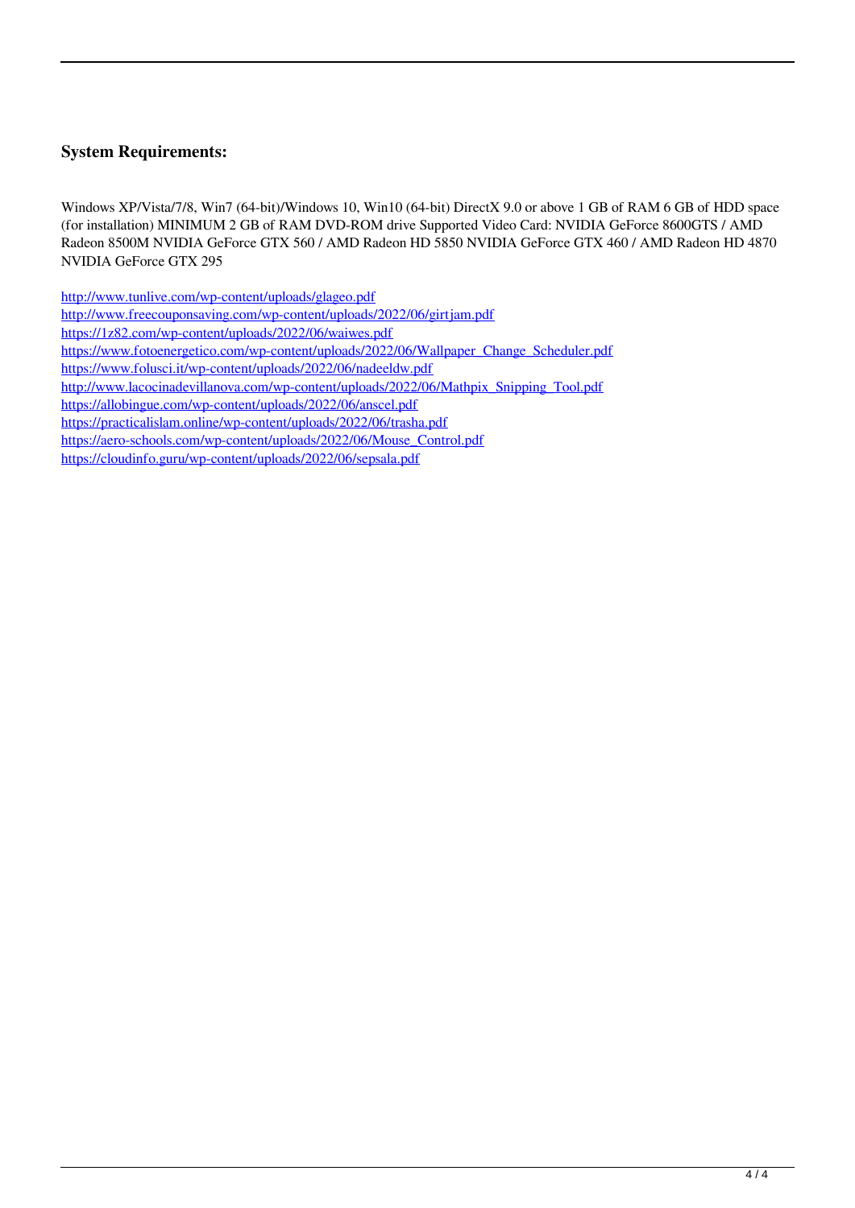### System Requirements:

Windows XP/Vista/7/8, Win7 (64-bit)/Windows 10, Win10 (64-bit) DirectX 9.0 or above 1 GB of RAM 6 GB of HDD space (for installation) MINIMUM 2 GB of RAM DVD-ROM drive Supported Video Card: NVIDIA GeForce 8600GTS / AMD Radeon 8500M NVIDIA GeForce GTX 560 / AMD Radeon HD 5850 NVIDIA GeForce GTX 460 / AMD Radeon HD 4870 NVIDIA GeForce GTX 295

http://www.tunlive.com/wp-content/uploads/glageo.pdf
http://www.freecouponsaving.com/wp-content/uploads/2022/06/girtjam.pdf
https://1z82.com/wp-content/uploads/2022/06/waiwes.pdf
https://www.fotoenergetico.com/wp-content/uploads/2022/06/Wallpaper_Change_Scheduler.pdf
https://www.folusci.it/wp-content/uploads/2022/06/nadeeldw.pdf
http://www.lacocinadevillanova.com/wp-content/uploads/2022/06/Mathpix_Snipping_Tool.pdf
https://allobingue.com/wp-content/uploads/2022/06/anscel.pdf
https://practicalislam.online/wp-content/uploads/2022/06/trasha.pdf
https://aero-schools.com/wp-content/uploads/2022/06/Mouse_Control.pdf
https://cloudinfo.guru/wp-content/uploads/2022/06/sepsala.pdf